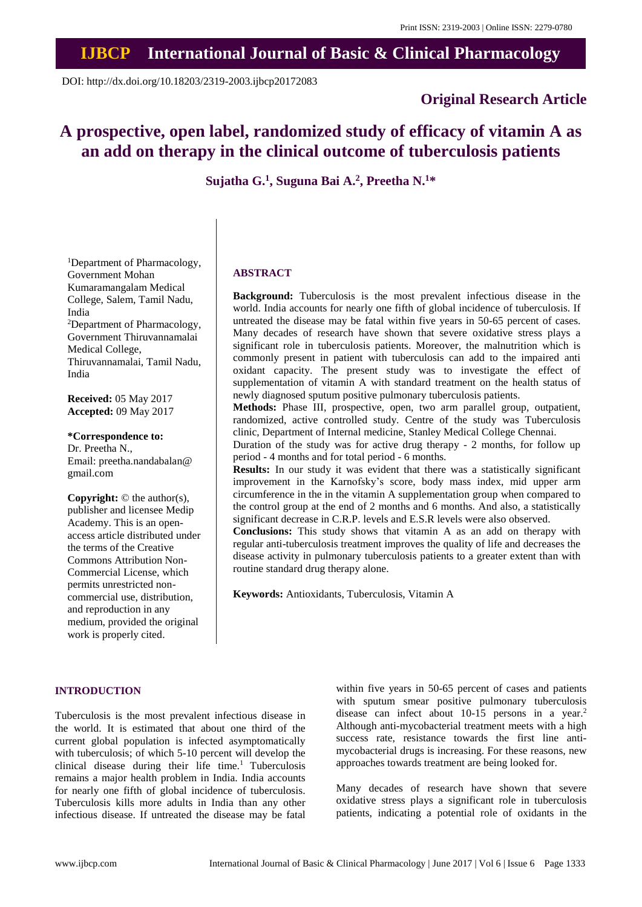Print ISSN: 2319-2003 | Online ISSN: 2279-0780

# IJBCP International Journal of Basic & Clinical Pharmacology

DOI: http://dx.doi.org/10.18203/2319-2003.ijbcp20172083

**Original Research Article**

# A prospective, open label, randomized study of efficacy of vitamin A as an add on therapy in the clinical outcome of tuberculosis patients

**Sujatha G.[1], Suguna Bai A.[2], Preetha N.[1]\***

[1]Department of Pharmacology, Government Mohan Kumaramangalam Medical College, Salem, Tamil Nadu, India

[2]Department of Pharmacology, Government Thiruvannamalai Medical College, Thiruvannamalai, Tamil Nadu, India

**Received:** 05 May 2017
**Accepted:** 09 May 2017

**\*Correspondence to:**
Dr. Preetha N.,
Email: preetha.nandabalan@gmail.com

**Copyright:** © the author(s), publisher and licensee Medip Academy. This is an open-access article distributed under the terms of the Creative Commons Attribution Non-Commercial License, which permits unrestricted non-commercial use, distribution, and reproduction in any medium, provided the original work is properly cited.

## ABSTRACT

**Background:** Tuberculosis is the most prevalent infectious disease in the world. India accounts for nearly one fifth of global incidence of tuberculosis. If untreated the disease may be fatal within five years in 50-65 percent of cases. Many decades of research have shown that severe oxidative stress plays a significant role in tuberculosis patients. Moreover, the malnutrition which is commonly present in patient with tuberculosis can add to the impaired anti oxidant capacity. The present study was to investigate the effect of supplementation of vitamin A with standard treatment on the health status of newly diagnosed sputum positive pulmonary tuberculosis patients.

**Methods:** Phase III, prospective, open, two arm parallel group, outpatient, randomized, active controlled study. Centre of the study was Tuberculosis clinic, Department of Internal medicine, Stanley Medical College Chennai.

Duration of the study was for active drug therapy - 2 months, for follow up period - 4 months and for total period - 6 months.

**Results:** In our study it was evident that there was a statistically significant improvement in the Karnofsky's score, body mass index, mid upper arm circumference in the in the vitamin A supplementation group when compared to the control group at the end of 2 months and 6 months. And also, a statistically significant decrease in C.R.P. levels and E.S.R levels were also observed.

**Conclusions:** This study shows that vitamin A as an add on therapy with regular anti-tuberculosis treatment improves the quality of life and decreases the disease activity in pulmonary tuberculosis patients to a greater extent than with routine standard drug therapy alone.

**Keywords:** Antioxidants, Tuberculosis, Vitamin A

## INTRODUCTION

Tuberculosis is the most prevalent infectious disease in the world. It is estimated that about one third of the current global population is infected asymptomatically with tuberculosis; of which 5-10 percent will develop the clinical disease during their life time.[1] Tuberculosis remains a major health problem in India. India accounts for nearly one fifth of global incidence of tuberculosis. Tuberculosis kills more adults in India than any other infectious disease. If untreated the disease may be fatal within five years in 50-65 percent of cases and patients with sputum smear positive pulmonary tuberculosis disease can infect about 10-15 persons in a year.[2] Although anti-mycobacterial treatment meets with a high success rate, resistance towards the first line anti-mycobacterial drugs is increasing. For these reasons, new approaches towards treatment are being looked for.

Many decades of research have shown that severe oxidative stress plays a significant role in tuberculosis patients, indicating a potential role of oxidants in the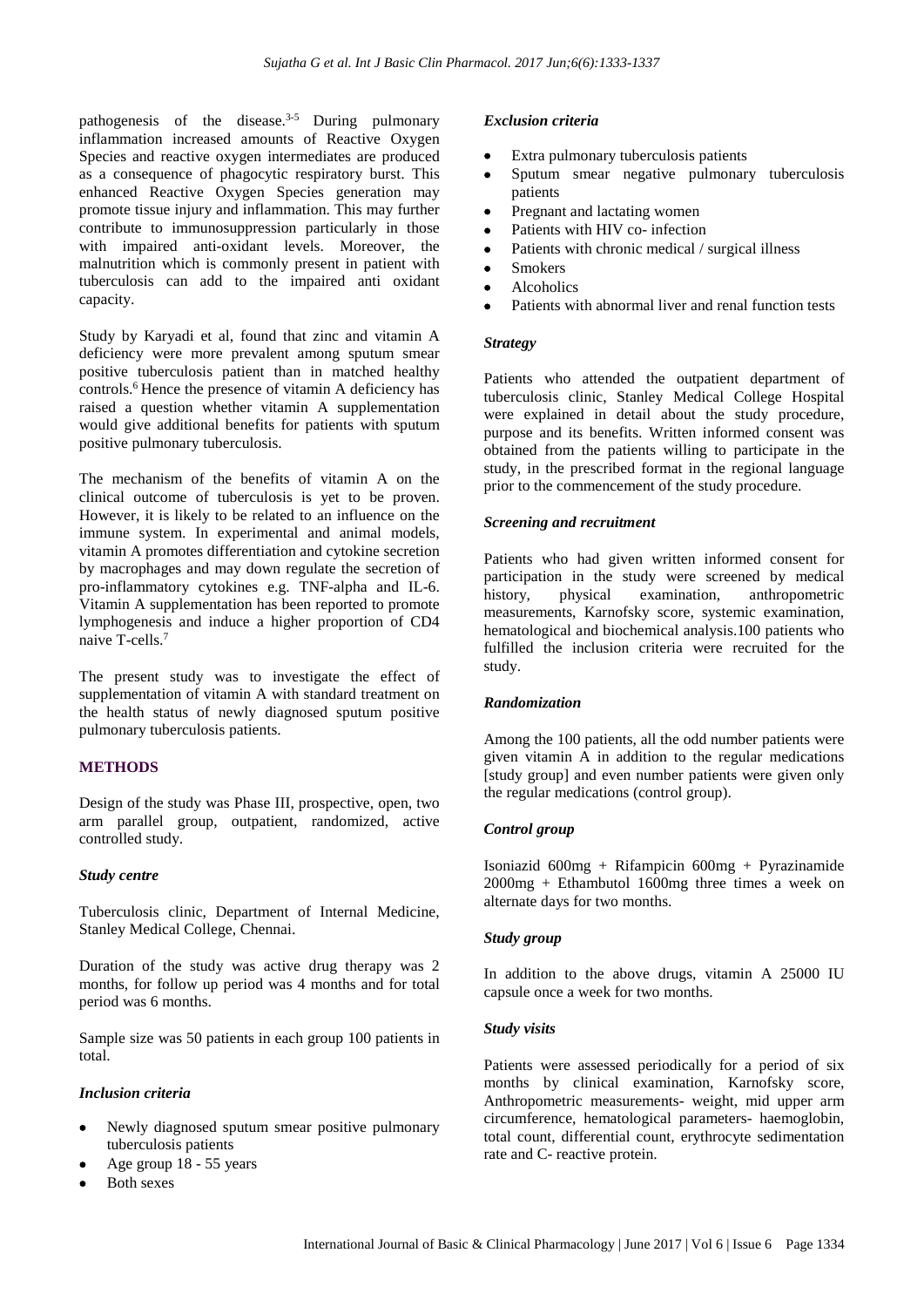pathogenesis of the disease.[3-5] During pulmonary inflammation increased amounts of Reactive Oxygen Species and reactive oxygen intermediates are produced as a consequence of phagocytic respiratory burst. This enhanced Reactive Oxygen Species generation may promote tissue injury and inflammation. This may further contribute to immunosuppression particularly in those with impaired anti-oxidant levels. Moreover, the malnutrition which is commonly present in patient with tuberculosis can add to the impaired anti oxidant capacity.

Study by Karyadi et al, found that zinc and vitamin A deficiency were more prevalent among sputum smear positive tuberculosis patient than in matched healthy controls.[6] Hence the presence of vitamin A deficiency has raised a question whether vitamin A supplementation would give additional benefits for patients with sputum positive pulmonary tuberculosis.

The mechanism of the benefits of vitamin A on the clinical outcome of tuberculosis is yet to be proven. However, it is likely to be related to an influence on the immune system. In experimental and animal models, vitamin A promotes differentiation and cytokine secretion by macrophages and may down regulate the secretion of pro-inflammatory cytokines e.g. TNF-alpha and IL-6. Vitamin A supplementation has been reported to promote lymphogenesis and induce a higher proportion of CD4 naive T-cells.[7]

The present study was to investigate the effect of supplementation of vitamin A with standard treatment on the health status of newly diagnosed sputum positive pulmonary tuberculosis patients.

## METHODS

Design of the study was Phase III, prospective, open, two arm parallel group, outpatient, randomized, active controlled study.

### *Study centre*

Tuberculosis clinic, Department of Internal Medicine, Stanley Medical College, Chennai.

Duration of the study was active drug therapy was 2 months, for follow up period was 4 months and for total period was 6 months.

Sample size was 50 patients in each group 100 patients in total.

### *Inclusion criteria*

- Newly diagnosed sputum smear positive pulmonary tuberculosis patients
- Age group 18 - 55 years
- Both sexes

### *Exclusion criteria*

- Extra pulmonary tuberculosis patients
- Sputum smear negative pulmonary tuberculosis patients
- Pregnant and lactating women
- Patients with HIV co- infection
- Patients with chronic medical / surgical illness
- Smokers
- Alcoholics
- Patients with abnormal liver and renal function tests

### *Strategy*

Patients who attended the outpatient department of tuberculosis clinic, Stanley Medical College Hospital were explained in detail about the study procedure, purpose and its benefits. Written informed consent was obtained from the patients willing to participate in the study, in the prescribed format in the regional language prior to the commencement of the study procedure.

### *Screening and recruitment*

Patients who had given written informed consent for participation in the study were screened by medical history, physical examination, anthropometric measurements, Karnofsky score, systemic examination, hematological and biochemical analysis.100 patients who fulfilled the inclusion criteria were recruited for the study.

### *Randomization*

Among the 100 patients, all the odd number patients were given vitamin A in addition to the regular medications [study group] and even number patients were given only the regular medications (control group).

### *Control group*

Isoniazid 600mg + Rifampicin 600mg + Pyrazinamide 2000mg + Ethambutol 1600mg three times a week on alternate days for two months.

### *Study group*

In addition to the above drugs, vitamin A 25000 IU capsule once a week for two months.

### *Study visits*

Patients were assessed periodically for a period of six months by clinical examination, Karnofsky score, Anthropometric measurements- weight, mid upper arm circumference, hematological parameters- haemoglobin, total count, differential count, erythrocyte sedimentation rate and C- reactive protein.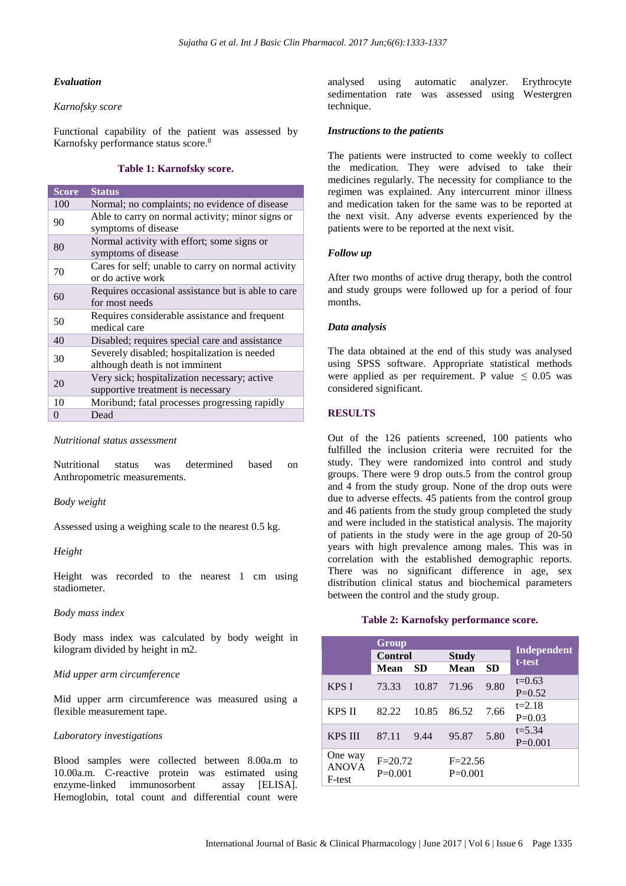### Evaluation

*Karnofsky score*

Functional capability of the patient was assessed by Karnofsky performance status score.[8]

**Table 1: Karnofsky score.**

| Score | Status |
|---|---|
| 100 | Normal; no complaints; no evidence of disease |
| 90 | Able to carry on normal activity; minor signs or symptoms of disease |
| 80 | Normal activity with effort; some signs or symptoms of disease |
| 70 | Cares for self; unable to carry on normal activity or do active work |
| 60 | Requires occasional assistance but is able to care for most needs |
| 50 | Requires considerable assistance and frequent medical care |
| 40 | Disabled; requires special care and assistance |
| 30 | Severely disabled; hospitalization is needed although death is not imminent |
| 20 | Very sick; hospitalization necessary; active supportive treatment is necessary |
| 10 | Moribund; fatal processes progressing rapidly |
| 0 | Dead |

*Nutritional status assessment*

Nutritional status was determined based on Anthropometric measurements.

*Body weight*

Assessed using a weighing scale to the nearest 0.5 kg.

*Height*

Height was recorded to the nearest 1 cm using stadiometer.

*Body mass index*

Body mass index was calculated by body weight in kilogram divided by height in m2.

*Mid upper arm circumference*

Mid upper arm circumference was measured using a flexible measurement tape.

*Laboratory investigations*

Blood samples were collected between 8.00a.m to 10.00a.m. C-reactive protein was estimated using enzyme-linked immunosorbent assay [ELISA]. Hemoglobin, total count and differential count were analysed using automatic analyzer. Erythrocyte sedimentation rate was assessed using Westergren technique.

### Instructions to the patients

The patients were instructed to come weekly to collect the medication. They were advised to take their medicines regularly. The necessity for compliance to the regimen was explained. Any intercurrent minor illness and medication taken for the same was to be reported at the next visit. Any adverse events experienced by the patients were to be reported at the next visit.

### Follow up

After two months of active drug therapy, both the control and study groups were followed up for a period of four months.

### Data analysis

The data obtained at the end of this study was analysed using SPSS software. Appropriate statistical methods were applied as per requirement. P value $\leq$ 0.05 was considered significant.

## RESULTS

Out of the 126 patients screened, 100 patients who fulfilled the inclusion criteria were recruited for the study. They were randomized into control and study groups. There were 9 drop outs.5 from the control group and 4 from the study group. None of the drop outs were due to adverse effects. 45 patients from the control group and 46 patients from the study group completed the study and were included in the statistical analysis. The majority of patients in the study were in the age group of 20-50 years with high prevalence among males. This was in correlation with the established demographic reports. There was no significant difference in age, sex distribution clinical status and biochemical parameters between the control and the study group.

**Table 2: Karnofsky performance score.**

| | Group | | | | Independent t-test |
|---|---|---|---|---|---|
| | Control | | Study | | |
| | Mean | SD | Mean | SD | |
| KPS I | 73.33 | 10.87 | 71.96 | 9.80 | t=0.63 P=0.52 |
| KPS II | 82.22 | 10.85 | 86.52 | 7.66 | t=2.18 P=0.03 |
| KPS III | 87.11 | 9.44 | 95.87 | 5.80 | t=5.34 P=0.001 |
| One way ANOVA F-test | F=20.72 P=0.001 | | F=22.56 P=0.001 | | |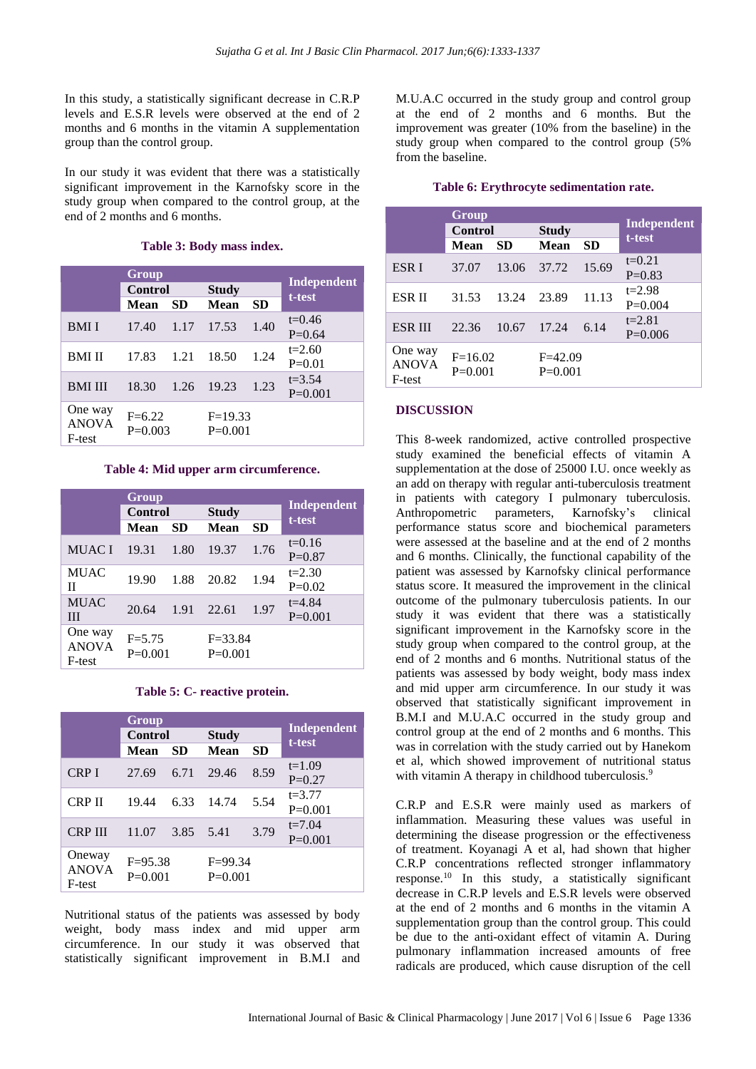In this study, a statistically significant decrease in C.R.P levels and E.S.R levels were observed at the end of 2 months and 6 months in the vitamin A supplementation group than the control group.

In our study it was evident that there was a statistically significant improvement in the Karnofsky score in the study group when compared to the control group, at the end of 2 months and 6 months.

**Table 3: Body mass index.**

| | Group | | | | Independent t-test |
|---|---|---|---|---|---|
| | Control | | Study | | |
| | Mean | SD | Mean | SD | |
| BMI I | 17.40 | 1.17 | 17.53 | 1.40 | t=0.46 P=0.64 |
| BMI II | 17.83 | 1.21 | 18.50 | 1.24 | t=2.60 P=0.01 |
| BMI III | 18.30 | 1.26 | 19.23 | 1.23 | t=3.54 P=0.001 |
| One way ANOVA F-test | F=6.22 P=0.003 | | F=19.33 P=0.001 | | |

**Table 4: Mid upper arm circumference.**

| | Group | | | | Independent t-test |
|---|---|---|---|---|---|
| | Control | | Study | | |
| | Mean | SD | Mean | SD | |
| MUAC I | 19.31 | 1.80 | 19.37 | 1.76 | t=0.16 P=0.87 |
| MUAC II | 19.90 | 1.88 | 20.82 | 1.94 | t=2.30 P=0.02 |
| MUAC III | 20.64 | 1.91 | 22.61 | 1.97 | t=4.84 P=0.001 |
| One way ANOVA F-test | F=5.75 P=0.001 | | F=33.84 P=0.001 | | |

**Table 5: C- reactive protein.**

| | Group | | | | Independent t-test |
|---|---|---|---|---|---|
| | Control | | Study | | |
| | Mean | SD | Mean | SD | |
| CRP I | 27.69 | 6.71 | 29.46 | 8.59 | t=1.09 P=0.27 |
| CRP II | 19.44 | 6.33 | 14.74 | 5.54 | t=3.77 P=0.001 |
| CRP III | 11.07 | 3.85 | 5.41 | 3.79 | t=7.04 P=0.001 |
| Oneway ANOVA F-test | F=95.38 P=0.001 | | F=99.34 P=0.001 | | |

Nutritional status of the patients was assessed by body weight, body mass index and mid upper arm circumference. In our study it was observed that statistically significant improvement in B.M.I and M.U.A.C occurred in the study group and control group at the end of 2 months and 6 months. But the improvement was greater (10% from the baseline) in the study group when compared to the control group (5% from the baseline.

**Table 6: Erythrocyte sedimentation rate.**

| | Group | | | | Independent t-test |
|---|---|---|---|---|---|
| | Control | | Study | | |
| | Mean | SD | Mean | SD | |
| ESR I | 37.07 | 13.06 | 37.72 | 15.69 | t=0.21 P=0.83 |
| ESR II | 31.53 | 13.24 | 23.89 | 11.13 | t=2.98 P=0.004 |
| ESR III | 22.36 | 10.67 | 17.24 | 6.14 | t=2.81 P=0.006 |
| One way ANOVA F-test | F=16.02 P=0.001 | | F=42.09 P=0.001 | | |

## DISCUSSION

This 8-week randomized, active controlled prospective study examined the beneficial effects of vitamin A supplementation at the dose of 25000 I.U. once weekly as an add on therapy with regular anti-tuberculosis treatment in patients with category I pulmonary tuberculosis. Anthropometric parameters, Karnofsky's clinical performance status score and biochemical parameters were assessed at the baseline and at the end of 2 months and 6 months. Clinically, the functional capability of the patient was assessed by Karnofsky clinical performance status score. It measured the improvement in the clinical outcome of the pulmonary tuberculosis patients. In our study it was evident that there was a statistically significant improvement in the Karnofsky score in the study group when compared to the control group, at the end of 2 months and 6 months. Nutritional status of the patients was assessed by body weight, body mass index and mid upper arm circumference. In our study it was observed that statistically significant improvement in B.M.I and M.U.A.C occurred in the study group and control group at the end of 2 months and 6 months. This was in correlation with the study carried out by Hanekom et al, which showed improvement of nutritional status with vitamin A therapy in childhood tuberculosis.[9]

C.R.P and E.S.R were mainly used as markers of inflammation. Measuring these values was useful in determining the disease progression or the effectiveness of treatment. Koyanagi A et al, had shown that higher C.R.P concentrations reflected stronger inflammatory response.[10] In this study, a statistically significant decrease in C.R.P levels and E.S.R levels were observed at the end of 2 months and 6 months in the vitamin A supplementation group than the control group. This could be due to the anti-oxidant effect of vitamin A. During pulmonary inflammation increased amounts of free radicals are produced, which cause disruption of the cell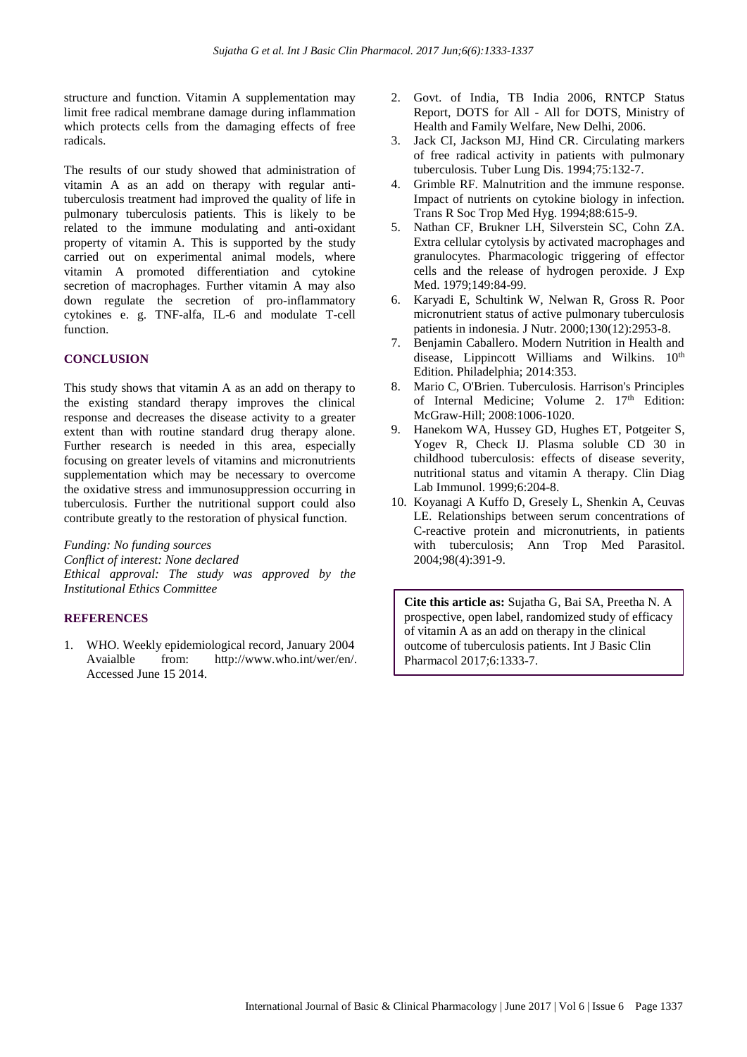structure and function. Vitamin A supplementation may limit free radical membrane damage during inflammation which protects cells from the damaging effects of free radicals.

The results of our study showed that administration of vitamin A as an add on therapy with regular anti-tuberculosis treatment had improved the quality of life in pulmonary tuberculosis patients. This is likely to be related to the immune modulating and anti-oxidant property of vitamin A. This is supported by the study carried out on experimental animal models, where vitamin A promoted differentiation and cytokine secretion of macrophages. Further vitamin A may also down regulate the secretion of pro-inflammatory cytokines e. g. TNF-alfa, IL-6 and modulate T-cell function.

## CONCLUSION

This study shows that vitamin A as an add on therapy to the existing standard therapy improves the clinical response and decreases the disease activity to a greater extent than with routine standard drug therapy alone. Further research is needed in this area, especially focusing on greater levels of vitamins and micronutrients supplementation which may be necessary to overcome the oxidative stress and immunosuppression occurring in tuberculosis. Further the nutritional support could also contribute greatly to the restoration of physical function.

*Funding: No funding sources*
*Conflict of interest: None declared*
*Ethical approval: The study was approved by the Institutional Ethics Committee*

## REFERENCES

1. WHO. Weekly epidemiological record, January 2004 Avaialble from: http://www.who.int/wer/en/. Accessed June 15 2014.
2. Govt. of India, TB India 2006, RNTCP Status Report, DOTS for All - All for DOTS, Ministry of Health and Family Welfare, New Delhi, 2006.
3. Jack CI, Jackson MJ, Hind CR. Circulating markers of free radical activity in patients with pulmonary tuberculosis. Tuber Lung Dis. 1994;75:132-7.
4. Grimble RF. Malnutrition and the immune response. Impact of nutrients on cytokine biology in infection. Trans R Soc Trop Med Hyg. 1994;88:615-9.
5. Nathan CF, Brukner LH, Silverstein SC, Cohn ZA. Extra cellular cytolysis by activated macrophages and granulocytes. Pharmacologic triggering of effector cells and the release of hydrogen peroxide. J Exp Med. 1979;149:84-99.
6. Karyadi E, Schultink W, Nelwan R, Gross R. Poor micronutrient status of active pulmonary tuberculosis patients in indonesia. J Nutr. 2000;130(12):2953-8.
7. Benjamin Caballero. Modern Nutrition in Health and disease, Lippincott Williams and Wilkins. 10th Edition. Philadelphia; 2014:353.
8. Mario C, O'Brien. Tuberculosis. Harrison's Principles of Internal Medicine; Volume 2. 17th Edition: McGraw-Hill; 2008:1006-1020.
9. Hanekom WA, Hussey GD, Hughes ET, Potgeiter S, Yogev R, Check IJ. Plasma soluble CD 30 in childhood tuberculosis: effects of disease severity, nutritional status and vitamin A therapy. Clin Diag Lab Immunol. 1999;6:204-8.
10. Koyanagi A Kuffo D, Gresely L, Shenkin A, Ceuvas LE. Relationships between serum concentrations of C-reactive protein and micronutrients, in patients with tuberculosis; Ann Trop Med Parasitol. 2004;98(4):391-9.

**Cite this article as:** Sujatha G, Bai SA, Preetha N. A prospective, open label, randomized study of efficacy of vitamin A as an add on therapy in the clinical outcome of tuberculosis patients. Int J Basic Clin Pharmacol 2017;6:1333-7.